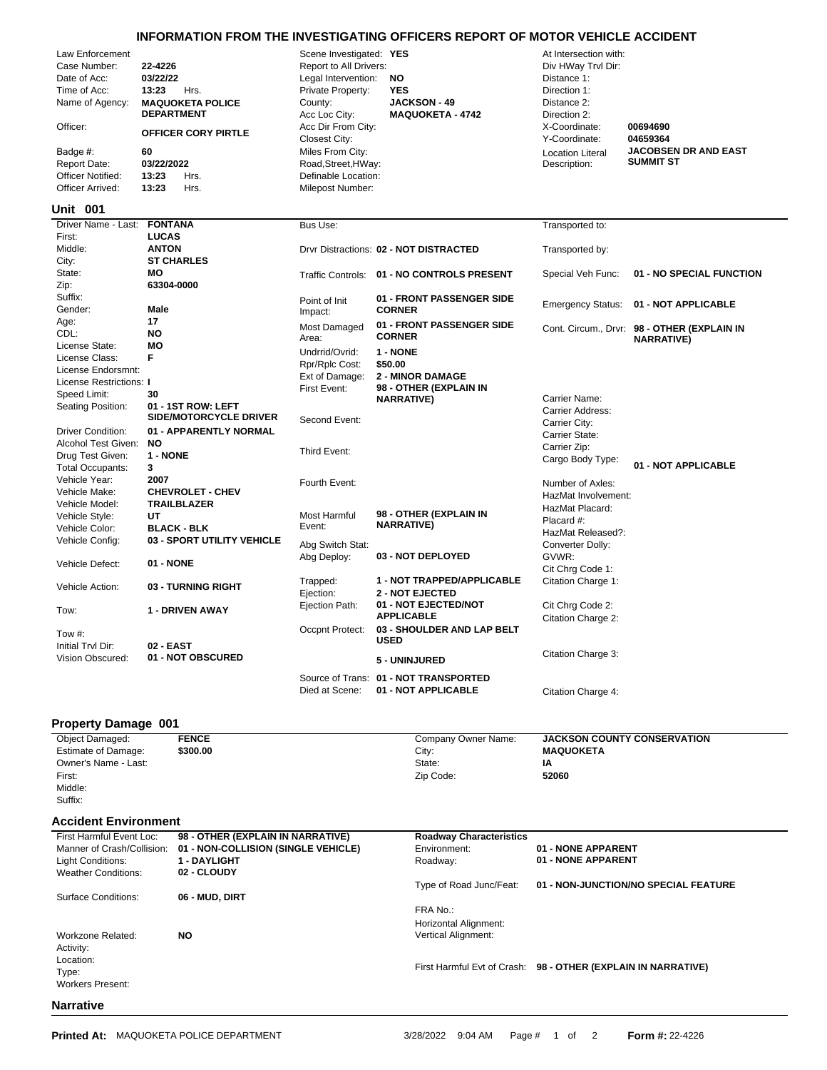# INFORMATION FROM THE INVESTIGATING OFFICERS REPORT OF MOTOR VEHICLE ACCIDENT

| | | | | | |
|---|---|---|---|---|---|
| Law Enforcement Case Number: | **22-4226** | Scene Investigated: | **YES** | At Intersection with: | |
| Date of Acc: | **03/22/22** | Report to All Drivers: | | Div HWay Trvl Dir: | |
| Time of Acc: | **13:23** Hrs. | Legal Intervention: | **NO** | Distance 1: | |
| Name of Agency: | **MAQUOKETA POLICE DEPARTMENT** | Private Property: | **YES** | Direction 1: | |
| | | County: | **JACKSON - 49** | Distance 2: | |
| | | Acc Loc City: | **MAQUOKETA - 4742** | Direction 2: | |
| Officer: | **OFFICER CORY PIRTLE** | Acc Dir From City: | | X-Coordinate: | **00694690** |
| | | Closest City: | | Y-Coordinate: | **04659364** |
| Badge #: | **60** | Miles From City: | | Location Literal Description: | **JACOBSEN DR AND EAST SUMMIT ST** |
| Report Date: | **03/22/2022** | Road,Street,HWay: | | | |
| Officer Notified: | **13:23** Hrs. | Definable Location: | | | |
| Officer Arrived: | **13:23** Hrs. | Milepost Number: | | | |

## Unit 001

| | | | | | |
|---|---|---|---|---|---|
| Driver Name - Last: | **FONTANA** | Bus Use: | | Transported to: | |
| First: | **LUCAS** | | | | |
| Middle: | **ANTON** | Drvr Distractions: | **02 - NOT DISTRACTED** | Transported by: | |
| City: | **ST CHARLES** | | | | |
| State: | **MO** | Traffic Controls: | **01 - NO CONTROLS PRESENT** | Special Veh Func: | **01 - NO SPECIAL FUNCTION** |
| Zip: | **63304-0000** | | | | |
| Suffix: | | Point of Init Impact: | **01 - FRONT PASSENGER SIDE CORNER** | Emergency Status: | **01 - NOT APPLICABLE** |
| Gender: | **Male** | | | | |
| Age: | **17** | Most Damaged Area: | **01 - FRONT PASSENGER SIDE CORNER** | Cont. Circum., Drvr: | **98 - OTHER (EXPLAIN IN NARRATIVE)** |
| CDL: | **NO** | | | | |
| License State: | **MO** | Undrrid/Ovrid: | **1 - NONE** | | |
| License Class: | **F** | Rpr/Rplc Cost: | **$50.00** | | |
| License Endorsmnt: | | Ext of Damage: | **2 - MINOR DAMAGE** | | |
| License Restrictions: | **I** | First Event: | **98 - OTHER (EXPLAIN IN NARRATIVE)** | | |
| Speed Limit: | **30** | | | Carrier Name: | |
| Seating Position: | **01 - 1ST ROW: LEFT SIDE/MOTORCYCLE DRIVER** | | | Carrier Address: | |
| | | Second Event: | | Carrier City: | |
| Driver Condition: | **01 - APPARENTLY NORMAL** | | | Carrier State: | |
| Alcohol Test Given: | **NO** | Third Event: | | Carrier Zip: | |
| Drug Test Given: | **1 - NONE** | | | Cargo Body Type: | **01 - NOT APPLICABLE** |
| Total Occupants: | **3** | | | | |
| Vehicle Year: | **2007** | Fourth Event: | | Number of Axles: | |
| Vehicle Make: | **CHEVROLET - CHEV** | | | HazMat Involvement: | |
| Vehicle Model: | **TRAILBLAZER** | | | HazMat Placard: | |
| Vehicle Style: | **UT** | Most Harmful Event: | **98 - OTHER (EXPLAIN IN NARRATIVE)** | Placard #: | |
| Vehicle Color: | **BLACK - BLK** | | | HazMat Released?: | |
| Vehicle Config: | **03 - SPORT UTILITY VEHICLE** | Abg Switch Stat: | | Converter Dolly: | |
| Vehicle Defect: | **01 - NONE** | Abg Deploy: | **03 - NOT DEPLOYED** | GVWR: | |
| | | | | Cit Chrg Code 1: | |
| Vehicle Action: | **03 - TURNING RIGHT** | Trapped: | **1 - NOT TRAPPED/APPLICABLE** | Citation Charge 1: | |
| | | Ejection: | **2 - NOT EJECTED** | | |
| Tow: | **1 - DRIVEN AWAY** | Ejection Path: | **01 - NOT EJECTED/NOT APPLICABLE** | Cit Chrg Code 2: | |
| | | | | Citation Charge 2: | |
| Tow #: | | Occpnt Protect: | **03 - SHOULDER AND LAP BELT USED** | | |
| Initial Trvl Dir: | **02 - EAST** | | | | |
| Vision Obscured: | **01 - NOT OBSCURED** | | **5 - UNINJURED** | Citation Charge 3: | |
| | | Source of Trans: | **01 - NOT TRANSPORTED** | | |
| | | Died at Scene: | **01 - NOT APPLICABLE** | Citation Charge 4: | |

## Property Damage 001

| | | | |
|---|---|---|---|
| Object Damaged: | **FENCE** | Company Owner Name: | **JACKSON COUNTY CONSERVATION** |
| Estimate of Damage: | **$300.00** | City: | **MAQUOKETA** |
| Owner's Name - Last: | | State: | **IA** |
| First: | | Zip Code: | **52060** |
| Middle: | | | |
| Suffix: | | | |

## Accident Environment

| | | | |
|---|---|---|---|
| First Harmful Event Loc: | **98 - OTHER (EXPLAIN IN NARRATIVE)** | **Roadway Characteristics** | |
| Manner of Crash/Collision: | **01 - NON-COLLISION (SINGLE VEHICLE)** | Environment: | **01 - NONE APPARENT** |
| Light Conditions: | **1 - DAYLIGHT** | Roadway: | **01 - NONE APPARENT** |
| Weather Conditions: | **02 - CLOUDY** | | |
| | | Type of Road Junc/Feat: | **01 - NON-JUNCTION/NO SPECIAL FEATURE** |
| Surface Conditions: | **06 - MUD, DIRT** | | |
| | | FRA No.: | |
| | | Horizontal Alignment: | |
| Workzone Related: | **NO** | Vertical Alignment: | |
| Activity: | | | |
| Location: | | | |
| Type: | | First Harmful Evt of Crash: | **98 - OTHER (EXPLAIN IN NARRATIVE)** |
| Workers Present: | | | |

## Narrative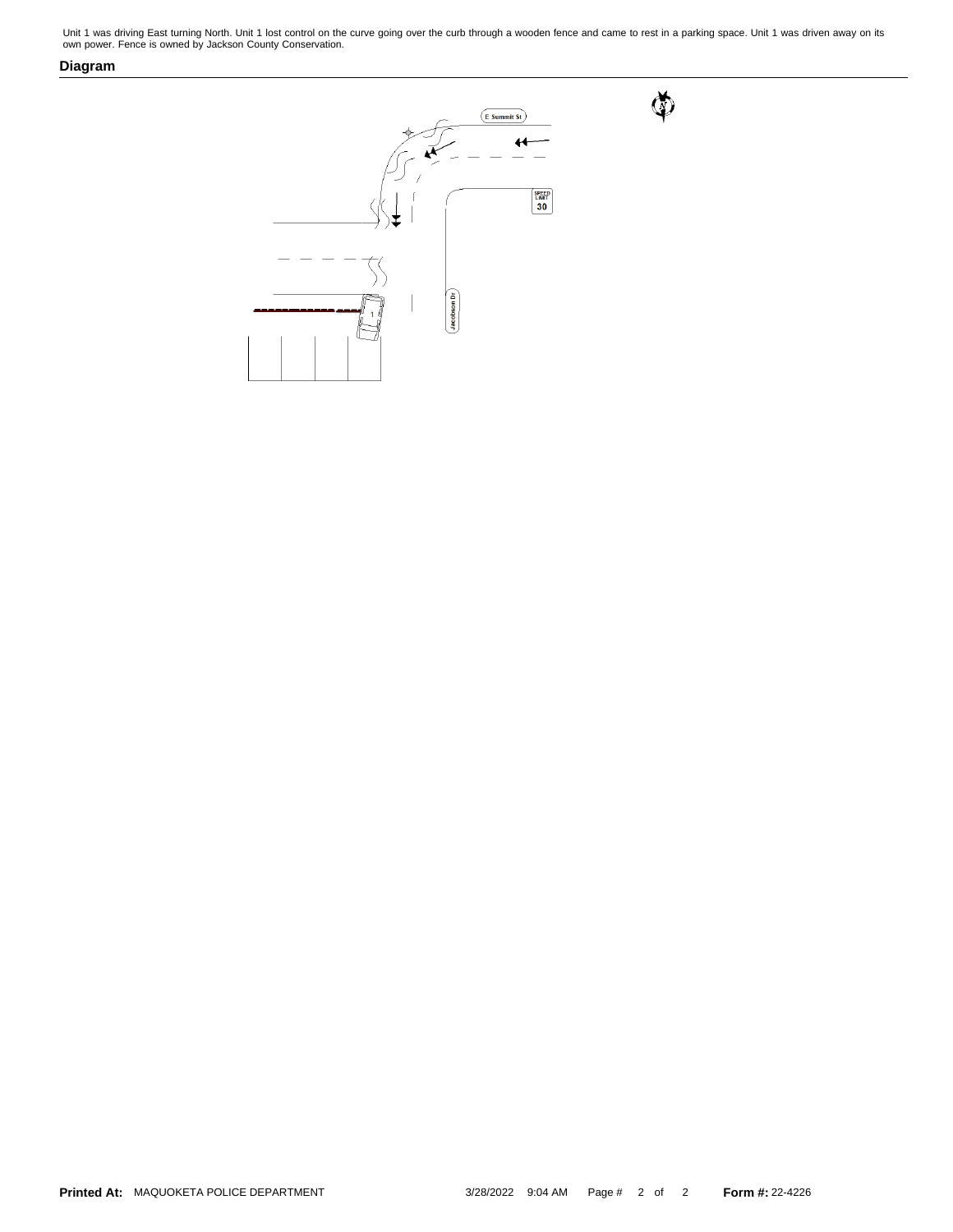Unit 1 was driving East turning North. Unit 1 lost control on the curve going over the curb through a wooden fence and came to rest in a parking space. Unit 1 was driven away on its own power. Fence is owned by Jackson County Conservation.

## Diagram

E Summit St

SPEED LIMIT 30

Jackson Dr

1